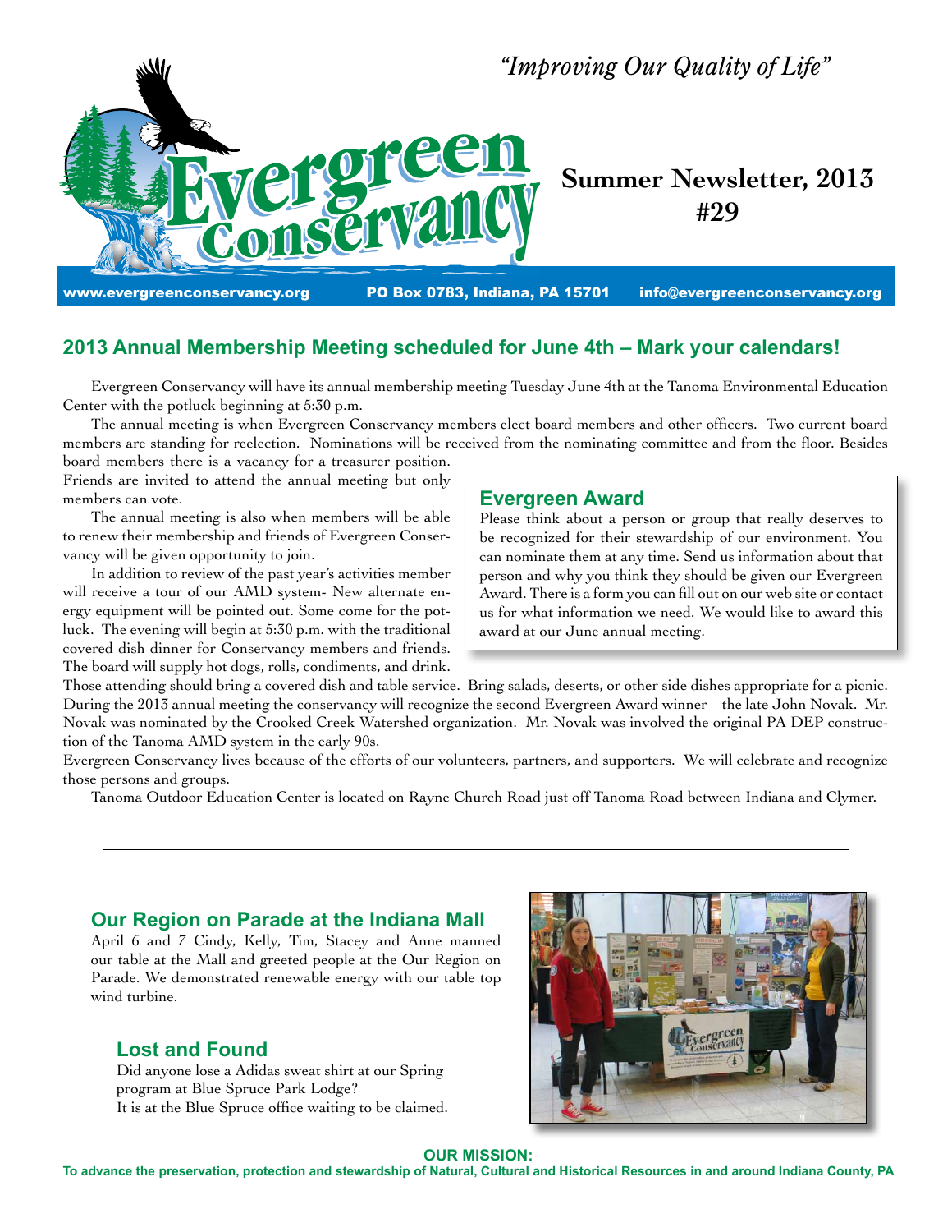*"Improving Our Quality of Life"*

# Evergreen Conservancy

**Summer Newsletter, 2013**
**#29**

www.evergreenconservancy.org PO Box 0783, Indiana, PA 15701 info@evergreenconservancy.org

## 2013 Annual Membership Meeting scheduled for June 4th – Mark your calendars!

Evergreen Conservancy will have its annual membership meeting Tuesday June 4th at the Tanoma Environmental Education Center with the potluck beginning at 5:30 p.m.

The annual meeting is when Evergreen Conservancy members elect board members and other officers. Two current board members are standing for reelection. Nominations will be received from the nominating committee and from the floor. Besides board members there is a vacancy for a treasurer position. Friends are invited to attend the annual meeting but only members can vote.

The annual meeting is also when members will be able to renew their membership and friends of Evergreen Conservancy will be given opportunity to join.

In addition to review of the past year's activities member will receive a tour of our AMD system- New alternate energy equipment will be pointed out. Some come for the potluck. The evening will begin at 5:30 p.m. with the traditional covered dish dinner for Conservancy members and friends. The board will supply hot dogs, rolls, condiments, and drink. Those attending should bring a covered dish and table service. Bring salads, deserts, or other side dishes appropriate for a picnic. During the 2013 annual meeting the conservancy will recognize the second Evergreen Award winner – the late John Novak. Mr. Novak was nominated by the Crooked Creek Watershed organization. Mr. Novak was involved the original PA DEP construction of the Tanoma AMD system in the early 90s.

Evergreen Conservancy lives because of the efforts of our volunteers, partners, and supporters. We will celebrate and recognize those persons and groups.

Tanoma Outdoor Education Center is located on Rayne Church Road just off Tanoma Road between Indiana and Clymer.

### Evergreen Award

Please think about a person or group that really deserves to be recognized for their stewardship of our environment. You can nominate them at any time. Send us information about that person and why you think they should be given our Evergreen Award. There is a form you can fill out on our web site or contact us for what information we need. We would like to award this award at our June annual meeting.

---

## Our Region on Parade at the Indiana Mall

April 6 and 7 Cindy, Kelly, Tim, Stacey and Anne manned our table at the Mall and greeted people at the Our Region on Parade. We demonstrated renewable energy with our table top wind turbine.

## Lost and Found

Did anyone lose a Adidas sweat shirt at our Spring program at Blue Spruce Park Lodge?
It is at the Blue Spruce office waiting to be claimed.

**OUR MISSION:**
**To advance the preservation, protection and stewardship of Natural, Cultural and Historical Resources in and around Indiana County, PA**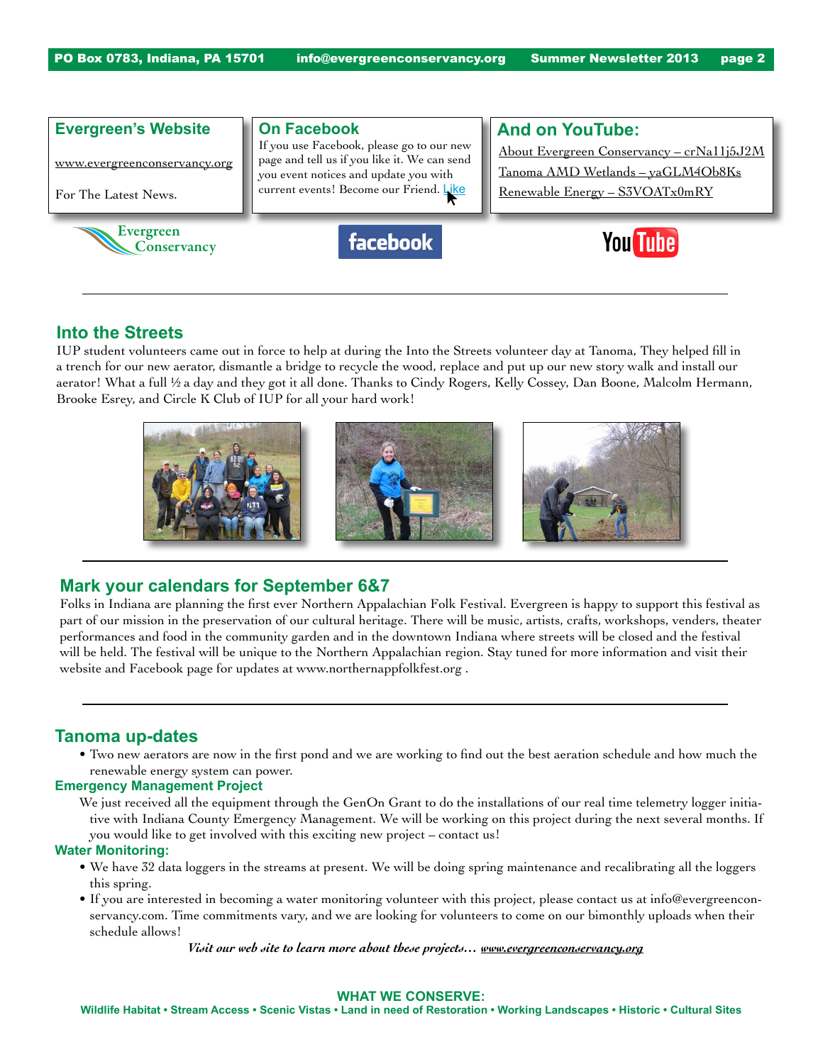## Evergreen's Website

www.evergreenconservancy.org

For The Latest News.

## On Facebook

If you use Facebook, please go to our new page and tell us if you like it. We can send you event notices and update you with current events! Become our Friend. Like

## And on YouTube:

About Evergreen Conservancy – crNa11j5J2M

Tanoma AMD Wetlands – yaGLM4Ob8Ks

Renewable Energy – S3VOATx0mRY

## Into the Streets

IUP student volunteers came out in force to help at during the Into the Streets volunteer day at Tanoma, They helped fill in a trench for our new aerator, dismantle a bridge to recycle the wood, replace and put up our new story walk and install our aerator! What a full ½ a day and they got it all done. Thanks to Cindy Rogers, Kelly Cossey, Dan Boone, Malcolm Hermann, Brooke Esrey, and Circle K Club of IUP for all your hard work!

## Mark your calendars for September 6&7

Folks in Indiana are planning the first ever Northern Appalachian Folk Festival. Evergreen is happy to support this festival as part of our mission in the preservation of our cultural heritage. There will be music, artists, crafts, workshops, venders, theater performances and food in the community garden and in the downtown Indiana where streets will be closed and the festival will be held. The festival will be unique to the Northern Appalachian region. Stay tuned for more information and visit their website and Facebook page for updates at www.northernappfolkfest.org .

## Tanoma up-dates

- Two new aerators are now in the first pond and we are working to find out the best aeration schedule and how much the renewable energy system can power.

### Emergency Management Project

We just received all the equipment through the GenOn Grant to do the installations of our real time telemetry logger initiative with Indiana County Emergency Management. We will be working on this project during the next several months. If you would like to get involved with this exciting new project – contact us!

### Water Monitoring:

- We have 32 data loggers in the streams at present. We will be doing spring maintenance and recalibrating all the loggers this spring.
- If you are interested in becoming a water monitoring volunteer with this project, please contact us at info@evergreenconservancy.com. Time commitments vary, and we are looking for volunteers to come on our bimonthly uploads when their schedule allows!

*Visit our web site to learn more about these projects… www.evergreenconservancy.org*

**WHAT WE CONSERVE:**

**Wildlife Habitat • Stream Access • Scenic Vistas • Land in need of Restoration • Working Landscapes • Historic • Cultural Sites**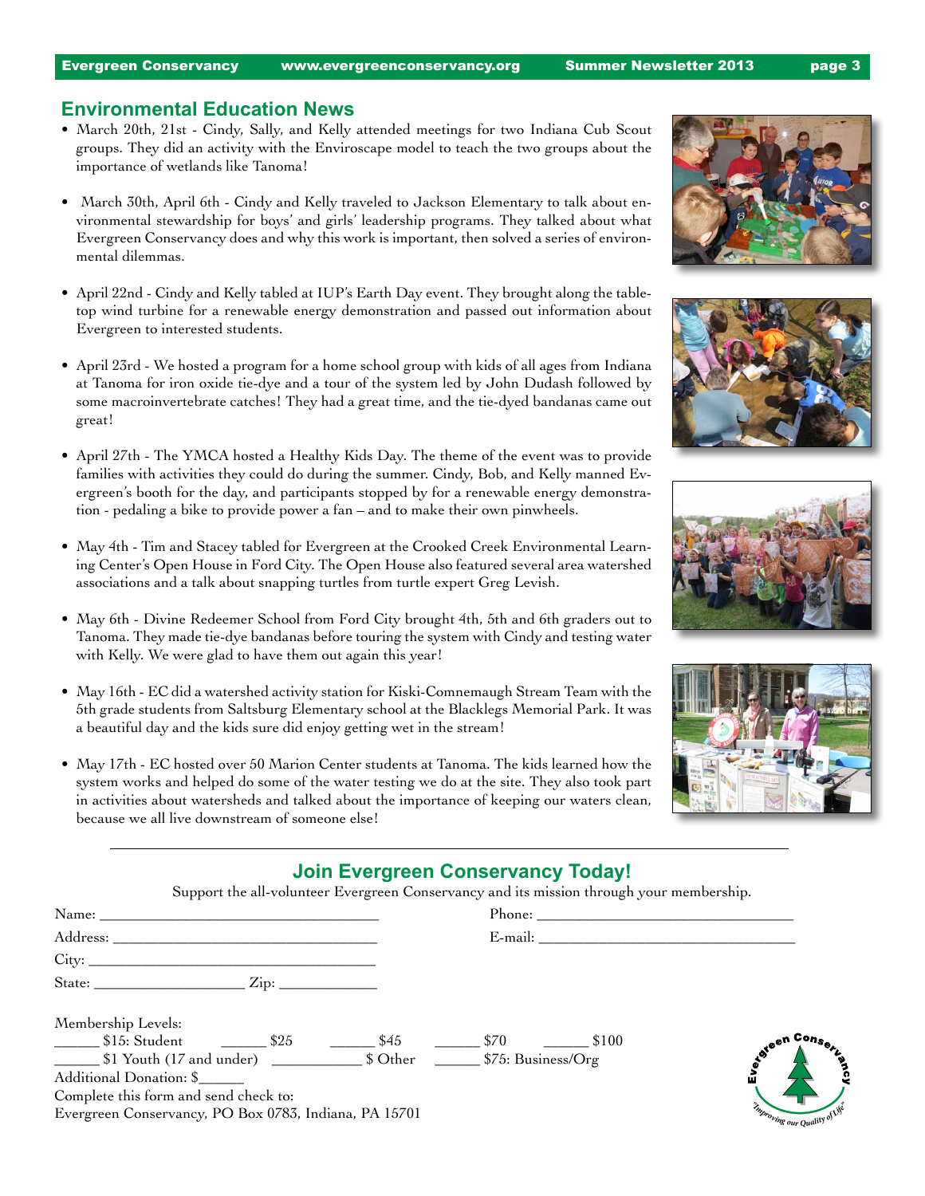## Environmental Education News

- March 20th, 21st - Cindy, Sally, and Kelly attended meetings for two Indiana Cub Scout groups. They did an activity with the Enviroscape model to teach the two groups about the importance of wetlands like Tanoma!
- March 30th, April 6th - Cindy and Kelly traveled to Jackson Elementary to talk about environmental stewardship for boys' and girls' leadership programs. They talked about what Evergreen Conservancy does and why this work is important, then solved a series of environmental dilemmas.
- April 22nd - Cindy and Kelly tabled at IUP's Earth Day event. They brought along the tabletop wind turbine for a renewable energy demonstration and passed out information about Evergreen to interested students.
- April 23rd - We hosted a program for a home school group with kids of all ages from Indiana at Tanoma for iron oxide tie-dye and a tour of the system led by John Dudash followed by some macroinvertebrate catches! They had a great time, and the tie-dyed bandanas came out great!
- April 27th - The YMCA hosted a Healthy Kids Day. The theme of the event was to provide families with activities they could do during the summer. Cindy, Bob, and Kelly manned Evergreen's booth for the day, and participants stopped by for a renewable energy demonstration - pedaling a bike to provide power a fan – and to make their own pinwheels.
- May 4th - Tim and Stacey tabled for Evergreen at the Crooked Creek Environmental Learning Center's Open House in Ford City. The Open House also featured several area watershed associations and a talk about snapping turtles from turtle expert Greg Levish.
- May 6th - Divine Redeemer School from Ford City brought 4th, 5th and 6th graders out to Tanoma. They made tie-dye bandanas before touring the system with Cindy and testing water with Kelly. We were glad to have them out again this year!
- May 16th - EC did a watershed activity station for Kiski-Comnemaugh Stream Team with the 5th grade students from Saltsburg Elementary school at the Blacklegs Memorial Park. It was a beautiful day and the kids sure did enjoy getting wet in the stream!
- May 17th - EC hosted over 50 Marion Center students at Tanoma. The kids learned how the system works and helped do some of the water testing we do at the site. They also took part in activities about watersheds and talked about the importance of keeping our waters clean, because we all live downstream of someone else!

---

## Join Evergreen Conservancy Today!

Support the all-volunteer Evergreen Conservancy and its mission through your membership.

Name: ____________________________________ Phone: ____________________________________

Address: __________________________________ E-mail: ___________________________________

City: _____________________________________

State: ____________________ Zip: ____________

Membership Levels:

______ $15: Student ______ $25 ______ $45 ______ $70 ______ $100

______ $1 Youth (17 and under) ___________ $ Other ______ $75: Business/Org

Additional Donation: $______

Complete this form and send check to:

Evergreen Conservancy, PO Box 0783, Indiana, PA 15701

Evergreen Conservancy "Improving our Quality of Life"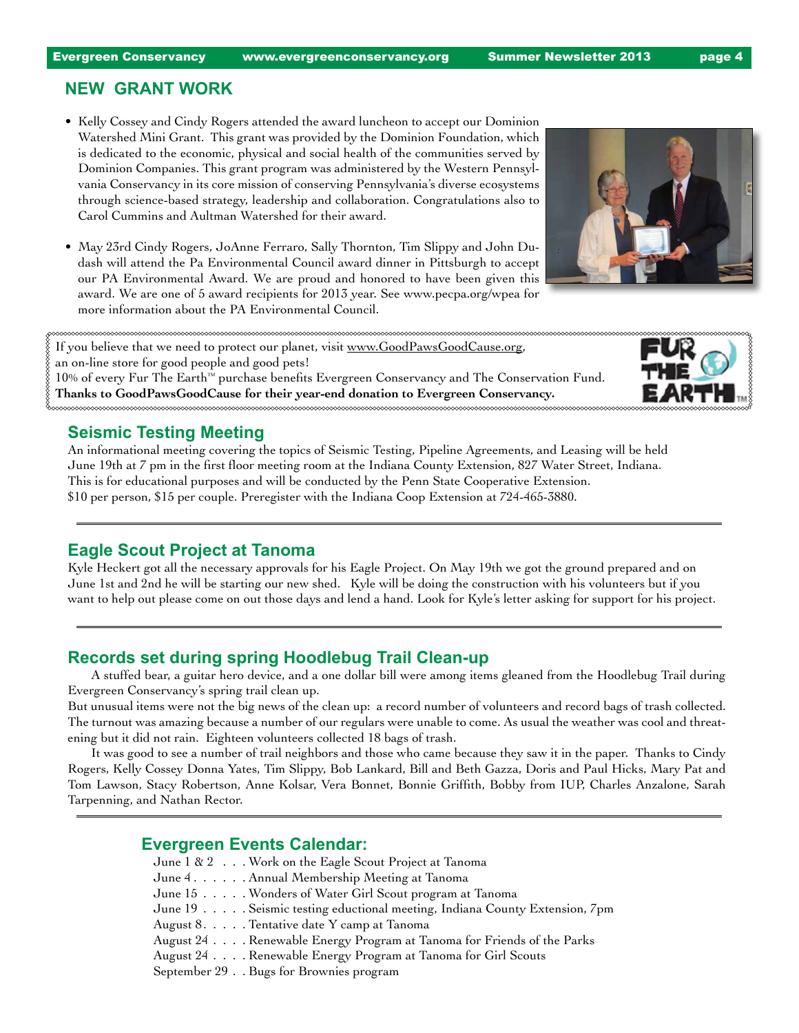## NEW GRANT WORK

- Kelly Cossey and Cindy Rogers attended the award luncheon to accept our Dominion Watershed Mini Grant. This grant was provided by the Dominion Foundation, which is dedicated to the economic, physical and social health of the communities served by Dominion Companies. This grant program was administered by the Western Pennsylvania Conservancy in its core mission of conserving Pennsylvania's diverse ecosystems through science-based strategy, leadership and collaboration. Congratulations also to Carol Cummins and Aultman Watershed for their award.
- May 23rd Cindy Rogers, JoAnne Ferraro, Sally Thornton, Tim Slippy and John Dudash will attend the Pa Environmental Council award dinner in Pittsburgh to accept our PA Environmental Award. We are proud and honored to have been given this award. We are one of 5 award recipients for 2013 year. See www.pecpa.org/wpea for more information about the PA Environmental Council.

If you believe that we need to protect our planet, visit www.GoodPawsGoodCause.org, an on-line store for good people and good pets!
10% of every Fur The Earth™ purchase benefits Evergreen Conservancy and The Conservation Fund.
**Thanks to GoodPawsGoodCause for their year-end donation to Evergreen Conservancy.**

FUR THE EARTH™

### Seismic Testing Meeting

An informational meeting covering the topics of Seismic Testing, Pipeline Agreements, and Leasing will be held June 19th at 7 pm in the first floor meeting room at the Indiana County Extension, 827 Water Street, Indiana. This is for educational purposes and will be conducted by the Penn State Cooperative Extension. $10 per person, $15 per couple. Preregister with the Indiana Coop Extension at 724-465-3880.

### Eagle Scout Project at Tanoma

Kyle Heckert got all the necessary approvals for his Eagle Project. On May 19th we got the ground prepared and on June 1st and 2nd he will be starting our new shed. Kyle will be doing the construction with his volunteers but if you want to help out please come on out those days and lend a hand. Look for Kyle's letter asking for support for his project.

### Records set during spring Hoodlebug Trail Clean-up

A stuffed bear, a guitar hero device, and a one dollar bill were among items gleaned from the Hoodlebug Trail during Evergreen Conservancy's spring trail clean up.

But unusual items were not the big news of the clean up: a record number of volunteers and record bags of trash collected. The turnout was amazing because a number of our regulars were unable to come. As usual the weather was cool and threatening but it did not rain. Eighteen volunteers collected 18 bags of trash.

It was good to see a number of trail neighbors and those who came because they saw it in the paper. Thanks to Cindy Rogers, Kelly Cossey Donna Yates, Tim Slippy, Bob Lankard, Bill and Beth Gazza, Doris and Paul Hicks, Mary Pat and Tom Lawson, Stacy Robertson, Anne Kolsar, Vera Bonnet, Bonnie Griffith, Bobby from IUP, Charles Anzalone, Sarah Tarpenning, and Nathan Rector.

### Evergreen Events Calendar:

June 1 & 2 . . . Work on the Eagle Scout Project at Tanoma
June 4 . . . . . . Annual Membership Meeting at Tanoma
June 15 . . . . . Wonders of Water Girl Scout program at Tanoma
June 19 . . . . . Seismic testing eductional meeting, Indiana County Extension, 7pm
August 8. . . . . Tentative date Y camp at Tanoma
August 24 . . . . Renewable Energy Program at Tanoma for Friends of the Parks
August 24 . . . . Renewable Energy Program at Tanoma for Girl Scouts
September 29 . . Bugs for Brownies program